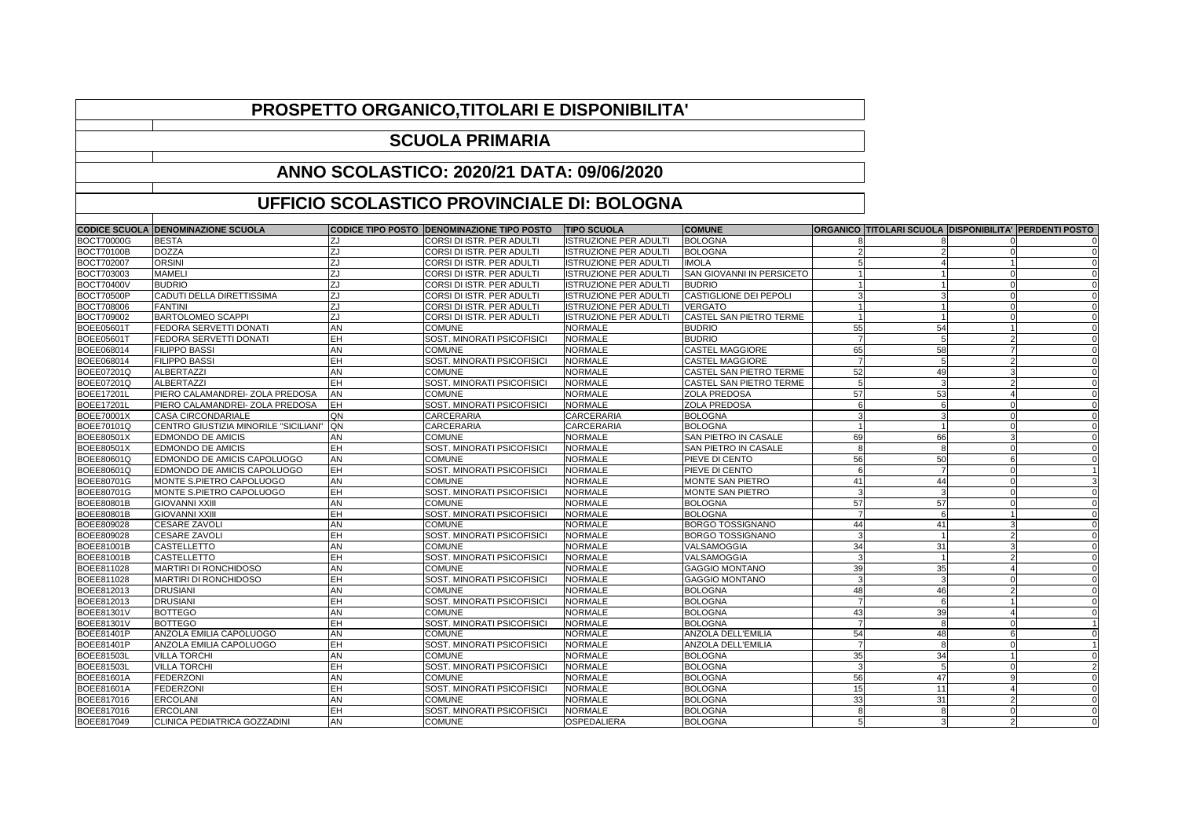# PROSPETTO ORGANICO,TITOLARI E DISPONIBILITA'

## SCUOLA PRIMARIA

## ANNO SCOLASTICO: 2020/21 DATA: 09/06/2020

## UFFICIO SCOLASTICO PROVINCIALE DI: BOLOGNA

| CODICE SCUOLA | DENOMINAZIONE SCUOLA | CODICE TIPO POSTO | DENOMINAZIONE TIPO POSTO | TIPO SCUOLA | COMUNE | ORGANICO | TITOLARI SCUOLA | DISPONIBILITA' | PERDENTI POSTO |
|---|---|---|---|---|---|---|---|---|---|
| BOCT70000G | BESTA | ZJ | CORSI DI ISTR. PER ADULTI | ISTRUZIONE PER ADULTI | BOLOGNA | 8 | 8 | 0 | 0 |
| BOCT70100B | DOZZA | ZJ | CORSI DI ISTR. PER ADULTI | ISTRUZIONE PER ADULTI | BOLOGNA | 2 | 2 | 0 | 0 |
| BOCT702007 | ORSINI | ZJ | CORSI DI ISTR. PER ADULTI | ISTRUZIONE PER ADULTI | IMOLA | 5 | 4 | 1 | 0 |
| BOCT703003 | MAMELI | ZJ | CORSI DI ISTR. PER ADULTI | ISTRUZIONE PER ADULTI | SAN GIOVANNI IN PERSICETO | 1 | 1 | 0 | 0 |
| BOCT70400V | BUDRIO | ZJ | CORSI DI ISTR. PER ADULTI | ISTRUZIONE PER ADULTI | BUDRIO | 1 | 1 | 0 | 0 |
| BOCT70500P | CADUTI DELLA DIRETTISSIMA | ZJ | CORSI DI ISTR. PER ADULTI | ISTRUZIONE PER ADULTI | CASTIGLIONE DEI PEPOLI | 3 | 3 | 0 | 0 |
| BOCT708006 | FANTINI | ZJ | CORSI DI ISTR. PER ADULTI | ISTRUZIONE PER ADULTI | VERGATO | 1 | 1 | 0 | 0 |
| BOCT709002 | BARTOLOMEO SCAPPI | ZJ | CORSI DI ISTR. PER ADULTI | ISTRUZIONE PER ADULTI | CASTEL SAN PIETRO TERME | 1 | 1 | 0 | 0 |
| BOEE05601T | FEDORA SERVETTI DONATI | AN | COMUNE | NORMALE | BUDRIO | 55 | 54 | 1 | 0 |
| BOEE05601T | FEDORA SERVETTI DONATI | EH | SOST. MINORATI PSICOFISICI | NORMALE | BUDRIO | 7 | 5 | 2 | 0 |
| BOEE068014 | FILIPPO BASSI | AN | COMUNE | NORMALE | CASTEL MAGGIORE | 65 | 58 | 7 | 0 |
| BOEE068014 | FILIPPO BASSI | EH | SOST. MINORATI PSICOFISICI | NORMALE | CASTEL MAGGIORE | 7 | 5 | 2 | 0 |
| BOEE07201Q | ALBERTAZZI | AN | COMUNE | NORMALE | CASTEL SAN PIETRO TERME | 52 | 49 | 3 | 0 |
| BOEE07201Q | ALBERTAZZI | EH | SOST. MINORATI PSICOFISICI | NORMALE | CASTEL SAN PIETRO TERME | 5 | 3 | 2 | 0 |
| BOEE17201L | PIERO CALAMANDREI- ZOLA PREDOSA | AN | COMUNE | NORMALE | ZOLA PREDOSA | 57 | 53 | 4 | 0 |
| BOEE17201L | PIERO CALAMANDREI- ZOLA PREDOSA | EH | SOST. MINORATI PSICOFISICI | NORMALE | ZOLA PREDOSA | 6 | 6 | 0 | 0 |
| BOEE70001X | CASA CIRCONDARIALE | QN | CARCERARIA | CARCERARIA | BOLOGNA | 3 | 3 | 0 | 0 |
| BOEE70101Q | CENTRO GIUSTIZIA MINORILE "SICILIANI" | QN | CARCERARIA | CARCERARIA | BOLOGNA | 1 | 1 | 0 | 0 |
| BOEE80501X | EDMONDO DE AMICIS | AN | COMUNE | NORMALE | SAN PIETRO IN CASALE | 69 | 66 | 3 | 0 |
| BOEE80501X | EDMONDO DE AMICIS | EH | SOST. MINORATI PSICOFISICI | NORMALE | SAN PIETRO IN CASALE | 8 | 8 | 0 | 0 |
| BOEE80601Q | EDMONDO DE AMICIS CAPOLUOGO | AN | COMUNE | NORMALE | PIEVE DI CENTO | 56 | 50 | 6 | 0 |
| BOEE80601Q | EDMONDO DE AMICIS CAPOLUOGO | EH | SOST. MINORATI PSICOFISICI | NORMALE | PIEVE DI CENTO | 6 | 7 | 0 | 1 |
| BOEE80701G | MONTE S.PIETRO CAPOLUOGO | AN | COMUNE | NORMALE | MONTE SAN PIETRO | 41 | 44 | 0 | 3 |
| BOEE80701G | MONTE S.PIETRO CAPOLUOGO | EH | SOST. MINORATI PSICOFISICI | NORMALE | MONTE SAN PIETRO | 3 | 3 | 0 | 0 |
| BOEE80801B | GIOVANNI XXIII | AN | COMUNE | NORMALE | BOLOGNA | 57 | 57 | 0 | 0 |
| BOEE80801B | GIOVANNI XXIII | EH | SOST. MINORATI PSICOFISICI | NORMALE | BOLOGNA | 7 | 6 | 1 | 0 |
| BOEE809028 | CESARE ZAVOLI | AN | COMUNE | NORMALE | BORGO TOSSIGNANO | 44 | 41 | 3 | 0 |
| BOEE809028 | CESARE ZAVOLI | EH | SOST. MINORATI PSICOFISICI | NORMALE | BORGO TOSSIGNANO | 3 | 1 | 2 | 0 |
| BOEE81001B | CASTELLETTO | AN | COMUNE | NORMALE | VALSAMOGGIA | 34 | 31 | 3 | 0 |
| BOEE81001B | CASTELLETTO | EH | SOST. MINORATI PSICOFISICI | NORMALE | VALSAMOGGIA | 3 | 1 | 2 | 0 |
| BOEE811028 | MARTIRI DI RONCHIDOSO | AN | COMUNE | NORMALE | GAGGIO MONTANO | 39 | 35 | 4 | 0 |
| BOEE811028 | MARTIRI DI RONCHIDOSO | EH | SOST. MINORATI PSICOFISICI | NORMALE | GAGGIO MONTANO | 3 | 3 | 0 | 0 |
| BOEE812013 | DRUSIANI | AN | COMUNE | NORMALE | BOLOGNA | 48 | 46 | 2 | 0 |
| BOEE812013 | DRUSIANI | EH | SOST. MINORATI PSICOFISICI | NORMALE | BOLOGNA | 7 | 6 | 1 | 0 |
| BOEE81301V | BOTTEGO | AN | COMUNE | NORMALE | BOLOGNA | 43 | 39 | 4 | 0 |
| BOEE81301V | BOTTEGO | EH | SOST. MINORATI PSICOFISICI | NORMALE | BOLOGNA | 7 | 8 | 0 | 1 |
| BOEE81401P | ANZOLA EMILIA CAPOLUOGO | AN | COMUNE | NORMALE | ANZOLA DELL'EMILIA | 54 | 48 | 6 | 0 |
| BOEE81401P | ANZOLA EMILIA CAPOLUOGO | EH | SOST. MINORATI PSICOFISICI | NORMALE | ANZOLA DELL'EMILIA | 7 | 8 | 0 | 1 |
| BOEE81503L | VILLA TORCHI | AN | COMUNE | NORMALE | BOLOGNA | 35 | 34 | 1 | 0 |
| BOEE81503L | VILLA TORCHI | EH | SOST. MINORATI PSICOFISICI | NORMALE | BOLOGNA | 3 | 5 | 0 | 2 |
| BOEE81601A | FEDERZONI | AN | COMUNE | NORMALE | BOLOGNA | 56 | 47 | 9 | 0 |
| BOEE81601A | FEDERZONI | EH | SOST. MINORATI PSICOFISICI | NORMALE | BOLOGNA | 15 | 11 | 4 | 0 |
| BOEE817016 | ERCOLANI | AN | COMUNE | NORMALE | BOLOGNA | 33 | 31 | 2 | 0 |
| BOEE817016 | ERCOLANI | EH | SOST. MINORATI PSICOFISICI | NORMALE | BOLOGNA | 8 | 8 | 0 | 0 |
| BOEE817049 | CLINICA PEDIATRICA GOZZADINI | AN | COMUNE | OSPEDALIERA | BOLOGNA | 5 | 3 | 2 | 0 |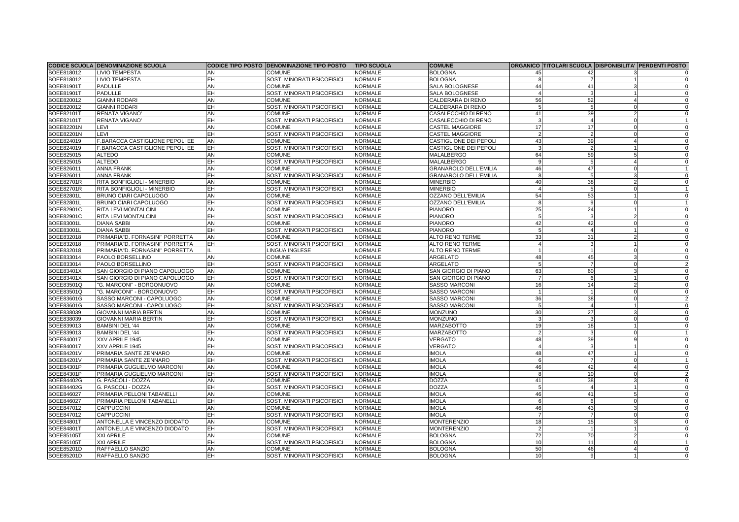| CODICE SCUOLA | DENOMINAZIONE SCUOLA | CODICE TIPO POSTO | DENOMINAZIONE TIPO POSTO | TIPO SCUOLA | COMUNE | ORGANICO | TITOLARI SCUOLA | DISPONIBILITA' | PERDENTI POSTO |
|---|---|---|---|---|---|---|---|---|---|
| BOEE818012 | LIVIO TEMPESTA | AN | COMUNE | NORMALE | BOLOGNA | 45 | 42 | 3 | 0 |
| BOEE818012 | LIVIO TEMPESTA | EH | SOST. MINORATI PSICOFISICI | NORMALE | BOLOGNA | 8 | 7 | 1 | 0 |
| BOEE81901T | PADULLE | AN | COMUNE | NORMALE | SALA BOLOGNESE | 44 | 41 | 3 | 0 |
| BOEE81901T | PADULLE | EH | SOST. MINORATI PSICOFISICI | NORMALE | SALA BOLOGNESE | 4 | 3 | 1 | 0 |
| BOEE820012 | GIANNI RODARI | AN | COMUNE | NORMALE | CALDERARA DI RENO | 56 | 52 | 4 | 0 |
| BOEE820012 | GIANNI RODARI | EH | SOST. MINORATI PSICOFISICI | NORMALE | CALDERARA DI RENO | 5 | 5 | 0 | 0 |
| BOEE82101T | RENATA VIGANO' | AN | COMUNE | NORMALE | CASALECCHIO DI RENO | 41 | 39 | 2 | 0 |
| BOEE82101T | RENATA VIGANO' | EH | SOST. MINORATI PSICOFISICI | NORMALE | CASALECCHIO DI RENO | 3 | 4 | 0 | 1 |
| BOEE82201N | LEVI | AN | COMUNE | NORMALE | CASTEL MAGGIORE | 17 | 17 | 0 | 0 |
| BOEE82201N | LEVI | EH | SOST. MINORATI PSICOFISICI | NORMALE | CASTEL MAGGIORE | 2 | 2 | 0 | 0 |
| BOEE824019 | F.BARACCA CASTIGLIONE PEPOLI EE | AN | COMUNE | NORMALE | CASTIGLIONE DEI PEPOLI | 43 | 39 | 4 | 0 |
| BOEE824019 | F.BARACCA CASTIGLIONE PEPOLI EE | EH | SOST. MINORATI PSICOFISICI | NORMALE | CASTIGLIONE DEI PEPOLI | 3 | 2 | 1 | 0 |
| BOEE825015 | ALTEDO | AN | COMUNE | NORMALE | MALALBERGO | 64 | 59 | 5 | 0 |
| BOEE825015 | ALTEDO | EH | SOST. MINORATI PSICOFISICI | NORMALE | MALALBERGO | 9 | 5 | 4 | 0 |
| BOEE826011 | ANNA FRANK | AN | COMUNE | NORMALE | GRANAROLO DELL'EMILIA | 46 | 47 | 0 | 1 |
| BOEE826011 | ANNA FRANK | EH | SOST. MINORATI PSICOFISICI | NORMALE | GRANAROLO DELL'EMILIA | 8 | 5 | 3 | 0 |
| BOEE82701R | RITA BONFIGLIOLI - MINERBIO | AN | COMUNE | NORMALE | MINERBIO | 40 | 38 | 2 | 0 |
| BOEE82701R | RITA BONFIGLIOLI - MINERBIO | EH | SOST. MINORATI PSICOFISICI | NORMALE | MINERBIO | 4 | 5 | 0 | 1 |
| BOEE82801L | BRUNO CIARI CAPOLUOGO | AN | COMUNE | NORMALE | OZZANO DELL'EMILIA | 54 | 53 | 1 | 0 |
| BOEE82801L | BRUNO CIARI CAPOLUOGO | EH | SOST. MINORATI PSICOFISICI | NORMALE | OZZANO DELL'EMILIA | 8 | 9 | 0 | 1 |
| BOEE82901C | RITA LEVI MONTALCINI | AN | COMUNE | NORMALE | PIANORO | 25 | 24 | 1 | 0 |
| BOEE82901C | RITA LEVI MONTALCINI | EH | SOST. MINORATI PSICOFISICI | NORMALE | PIANORO | 5 | 3 | 2 | 0 |
| BOEE83001L | DIANA SABBI | AN | COMUNE | NORMALE | PIANORO | 42 | 42 | 0 | 0 |
| BOEE83001L | DIANA SABBI | EH | SOST. MINORATI PSICOFISICI | NORMALE | PIANORO | 5 | 4 | 1 | 0 |
| BOEE832018 | PRIMARIA"D. FORNASINI" PORRETTA | AN | COMUNE | NORMALE | ALTO RENO TERME | 33 | 31 | 2 | 0 |
| BOEE832018 | PRIMARIA"D. FORNASINI" PORRETTA | EH | SOST. MINORATI PSICOFISICI | NORMALE | ALTO RENO TERME | 4 | 3 | 1 | 0 |
| BOEE832018 | PRIMARIA"D. FORNASINI" PORRETTA | IL | LINGUA INGLESE | NORMALE | ALTO RENO TERME | 1 | 1 | 0 | 0 |
| BOEE833014 | PAOLO BORSELLINO | AN | COMUNE | NORMALE | ARGELATO | 48 | 45 | 3 | 0 |
| BOEE833014 | PAOLO BORSELLINO | EH | SOST. MINORATI PSICOFISICI | NORMALE | ARGELATO | 5 | 7 | 0 | 2 |
| BOEE83401X | SAN GIORGIO DI PIANO CAPOLUOGO | AN | COMUNE | NORMALE | SAN GIORGIO DI PIANO | 63 | 60 | 3 | 0 |
| BOEE83401X | SAN GIORGIO DI PIANO CAPOLUOGO | EH | SOST. MINORATI PSICOFISICI | NORMALE | SAN GIORGIO DI PIANO | 7 | 6 | 1 | 0 |
| BOEE83501Q | "G. MARCONI" - BORGONUOVO | AN | COMUNE | NORMALE | SASSO MARCONI | 16 | 14 | 2 | 0 |
| BOEE83501Q | "G. MARCONI" - BORGONUOVO | EH | SOST. MINORATI PSICOFISICI | NORMALE | SASSO MARCONI | 1 | 1 | 0 | 0 |
| BOEE83601G | SASSO MARCONI - CAPOLUOGO | AN | COMUNE | NORMALE | SASSO MARCONI | 36 | 38 | 0 | 2 |
| BOEE83601G | SASSO MARCONI - CAPOLUOGO | EH | SOST. MINORATI PSICOFISICI | NORMALE | SASSO MARCONI | 5 | 4 | 1 | 0 |
| BOEE838039 | GIOVANNI MARIA BERTIN | AN | COMUNE | NORMALE | MONZUNO | 30 | 27 | 3 | 0 |
| BOEE838039 | GIOVANNI MARIA BERTIN | EH | SOST. MINORATI PSICOFISICI | NORMALE | MONZUNO | 3 | 3 | 0 | 0 |
| BOEE839013 | BAMBINI DEL '44 | AN | COMUNE | NORMALE | MARZABOTTO | 19 | 18 | 1 | 0 |
| BOEE839013 | BAMBINI DEL '44 | EH | SOST. MINORATI PSICOFISICI | NORMALE | MARZABOTTO | 2 | 3 | 0 | 1 |
| BOEE840017 | XXV APRILE 1945 | AN | COMUNE | NORMALE | VERGATO | 48 | 39 | 9 | 0 |
| BOEE840017 | XXV APRILE 1945 | EH | SOST. MINORATI PSICOFISICI | NORMALE | VERGATO | 4 | 3 | 1 | 0 |
| BOEE84201V | PRIMARIA SANTE ZENNARO | AN | COMUNE | NORMALE | IMOLA | 48 | 47 | 1 | 0 |
| BOEE84201V | PRIMARIA SANTE ZENNARO | EH | SOST. MINORATI PSICOFISICI | NORMALE | IMOLA | 6 | 7 | 0 | 1 |
| BOEE84301P | PRIMARIA GUGLIELMO MARCONI | AN | COMUNE | NORMALE | IMOLA | 46 | 42 | 4 | 0 |
| BOEE84301P | PRIMARIA GUGLIELMO MARCONI | EH | SOST. MINORATI PSICOFISICI | NORMALE | IMOLA | 8 | 10 | 0 | 2 |
| BOEE84402G | G. PASCOLI - DOZZA | AN | COMUNE | NORMALE | DOZZA | 41 | 38 | 3 | 0 |
| BOEE84402G | G. PASCOLI - DOZZA | EH | SOST. MINORATI PSICOFISICI | NORMALE | DOZZA | 5 | 4 | 1 | 0 |
| BOEE846027 | PRIMARIA PELLONI TABANELLI | AN | COMUNE | NORMALE | IMOLA | 46 | 41 | 5 | 0 |
| BOEE846027 | PRIMARIA PELLONI TABANELLI | EH | SOST. MINORATI PSICOFISICI | NORMALE | IMOLA | 6 | 6 | 0 | 0 |
| BOEE847012 | CAPPUCCINI | AN | COMUNE | NORMALE | IMOLA | 46 | 43 | 3 | 0 |
| BOEE847012 | CAPPUCCINI | EH | SOST. MINORATI PSICOFISICI | NORMALE | IMOLA | 7 | 7 | 0 | 0 |
| BOEE84801T | ANTONELLA E VINCENZO DIODATO | AN | COMUNE | NORMALE | MONTERENZIO | 18 | 15 | 3 | 0 |
| BOEE84801T | ANTONELLA E VINCENZO DIODATO | EH | SOST. MINORATI PSICOFISICI | NORMALE | MONTERENZIO | 2 | 1 | 1 | 0 |
| BOEE85105T | XXI APRILE | AN | COMUNE | NORMALE | BOLOGNA | 72 | 70 | 2 | 0 |
| BOEE85105T | XXI APRILE | EH | SOST. MINORATI PSICOFISICI | NORMALE | BOLOGNA | 10 | 11 | 0 | 1 |
| BOEE85201D | RAFFAELLO SANZIO | AN | COMUNE | NORMALE | BOLOGNA | 50 | 46 | 4 | 0 |
| BOEE85201D | RAFFAELLO SANZIO | EH | SOST. MINORATI PSICOFISICI | NORMALE | BOLOGNA | 10 | 9 | 1 | 0 |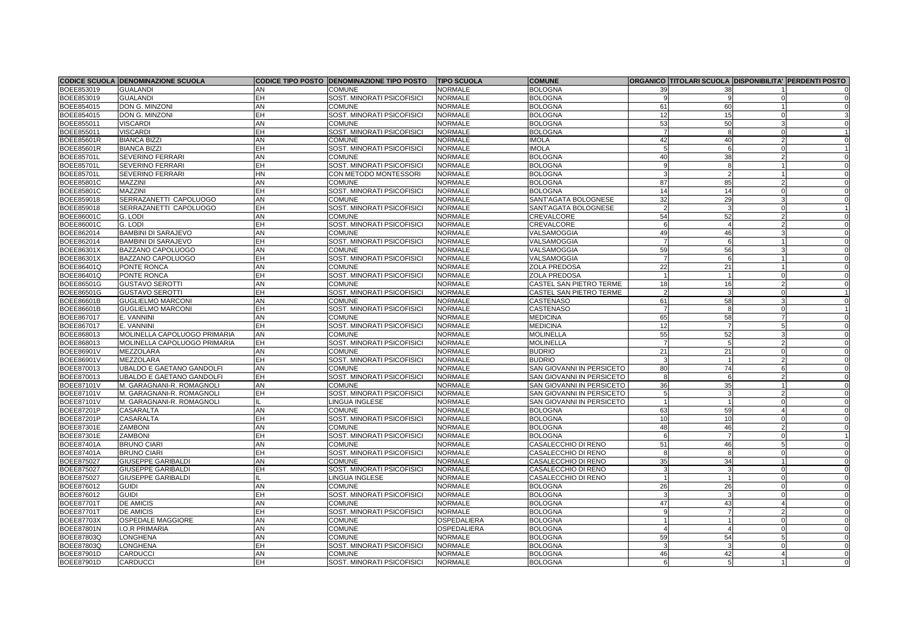| CODICE SCUOLA | DENOMINAZIONE SCUOLA | CODICE TIPO POSTO | DENOMINAZIONE TIPO POSTO | TIPO SCUOLA | COMUNE | ORGANICO | TITOLARI SCUOLA | DISPONIBILITA' | PERDENTI POSTO |
|---|---|---|---|---|---|---|---|---|---|
| BOEE853019 | GUALANDI | AN | COMUNE | NORMALE | BOLOGNA | 39 | 38 | 1 | 0 |
| BOEE853019 | GUALANDI | EH | SOST. MINORATI PSICOFISICI | NORMALE | BOLOGNA | 9 | 9 | 0 | 0 |
| BOEE854015 | DON G. MINZONI | AN | COMUNE | NORMALE | BOLOGNA | 61 | 60 | 1 | 0 |
| BOEE854015 | DON G. MINZONI | EH | SOST. MINORATI PSICOFISICI | NORMALE | BOLOGNA | 12 | 15 | 0 | 3 |
| BOEE855011 | VISCARDI | AN | COMUNE | NORMALE | BOLOGNA | 53 | 50 | 3 | 0 |
| BOEE855011 | VISCARDI | EH | SOST. MINORATI PSICOFISICI | NORMALE | BOLOGNA | 7 | 8 | 0 | 1 |
| BOEE85601R | BIANCA BIZZI | AN | COMUNE | NORMALE | IMOLA | 42 | 40 | 2 | 0 |
| BOEE85601R | BIANCA BIZZI | EH | SOST. MINORATI PSICOFISICI | NORMALE | IMOLA | 5 | 6 | 0 | 1 |
| BOEE85701L | SEVERINO FERRARI | AN | COMUNE | NORMALE | BOLOGNA | 40 | 38 | 2 | 0 |
| BOEE85701L | SEVERINO FERRARI | EH | SOST. MINORATI PSICOFISICI | NORMALE | BOLOGNA | 9 | 8 | 1 | 0 |
| BOEE85701L | SEVERINO FERRARI | HN | CON METODO MONTESSORI | NORMALE | BOLOGNA | 3 | 2 | 1 | 0 |
| BOEE85801C | MAZZINI | AN | COMUNE | NORMALE | BOLOGNA | 87 | 85 | 2 | 0 |
| BOEE85801C | MAZZINI | EH | SOST. MINORATI PSICOFISICI | NORMALE | BOLOGNA | 14 | 14 | 0 | 0 |
| BOEE859018 | SERRAZANETTI CAPOLUOGO | AN | COMUNE | NORMALE | SANT'AGATA BOLOGNESE | 32 | 29 | 3 | 0 |
| BOEE859018 | SERRAZANETTI CAPOLUOGO | EH | SOST. MINORATI PSICOFISICI | NORMALE | SANT'AGATA BOLOGNESE | 2 | 3 | 0 | 1 |
| BOEE86001C | G. LODI | AN | COMUNE | NORMALE | CREVALCORE | 54 | 52 | 2 | 0 |
| BOEE86001C | G. LODI | EH | SOST. MINORATI PSICOFISICI | NORMALE | CREVALCORE | 6 | 4 | 2 | 0 |
| BOEE862014 | BAMBINI DI SARAJEVO | AN | COMUNE | NORMALE | VALSAMOGGIA | 49 | 46 | 3 | 0 |
| BOEE862014 | BAMBINI DI SARAJEVO | EH | SOST. MINORATI PSICOFISICI | NORMALE | VALSAMOGGIA | 7 | 6 | 1 | 0 |
| BOEE86301X | BAZZANO CAPOLUOGO | AN | COMUNE | NORMALE | VALSAMOGGIA | 59 | 56 | 3 | 0 |
| BOEE86301X | BAZZANO CAPOLUOGO | EH | SOST. MINORATI PSICOFISICI | NORMALE | VALSAMOGGIA | 7 | 6 | 1 | 0 |
| BOEE86401Q | PONTE RONCA | AN | COMUNE | NORMALE | ZOLA PREDOSA | 22 | 21 | 1 | 0 |
| BOEE86401Q | PONTE RONCA | EH | SOST. MINORATI PSICOFISICI | NORMALE | ZOLA PREDOSA | 1 | 1 | 0 | 0 |
| BOEE86501G | GUSTAVO SEROTTI | AN | COMUNE | NORMALE | CASTEL SAN PIETRO TERME | 18 | 16 | 2 | 0 |
| BOEE86501G | GUSTAVO SEROTTI | EH | SOST. MINORATI PSICOFISICI | NORMALE | CASTEL SAN PIETRO TERME | 2 | 3 | 0 | 1 |
| BOEE86601B | GUGLIELMO MARCONI | AN | COMUNE | NORMALE | CASTENASO | 61 | 58 | 3 | 0 |
| BOEE86601B | GUGLIELMO MARCONI | EH | SOST. MINORATI PSICOFISICI | NORMALE | CASTENASO | 7 | 8 | 0 | 1 |
| BOEE867017 | E. VANNINI | AN | COMUNE | NORMALE | MEDICINA | 65 | 58 | 7 | 0 |
| BOEE867017 | E. VANNINI | EH | SOST. MINORATI PSICOFISICI | NORMALE | MEDICINA | 12 | 7 | 5 | 0 |
| BOEE868013 | MOLINELLA CAPOLUOGO PRIMARIA | AN | COMUNE | NORMALE | MOLINELLA | 55 | 52 | 3 | 0 |
| BOEE868013 | MOLINELLA CAPOLUOGO PRIMARIA | EH | SOST. MINORATI PSICOFISICI | NORMALE | MOLINELLA | 7 | 5 | 2 | 0 |
| BOEE86901V | MEZZOLARA | AN | COMUNE | NORMALE | BUDRIO | 21 | 21 | 0 | 0 |
| BOEE86901V | MEZZOLARA | EH | SOST. MINORATI PSICOFISICI | NORMALE | BUDRIO | 3 | 1 | 2 | 0 |
| BOEE870013 | UBALDO E GAETANO GANDOLFI | AN | COMUNE | NORMALE | SAN GIOVANNI IN PERSICETO | 80 | 74 | 6 | 0 |
| BOEE870013 | UBALDO E GAETANO GANDOLFI | EH | SOST. MINORATI PSICOFISICI | NORMALE | SAN GIOVANNI IN PERSICETO | 8 | 6 | 2 | 0 |
| BOEE87101V | M. GARAGNANI-R. ROMAGNOLI | AN | COMUNE | NORMALE | SAN GIOVANNI IN PERSICETO | 36 | 35 | 1 | 0 |
| BOEE87101V | M. GARAGNANI-R. ROMAGNOLI | EH | SOST. MINORATI PSICOFISICI | NORMALE | SAN GIOVANNI IN PERSICETO | 5 | 3 | 2 | 0 |
| BOEE87101V | M. GARAGNANI-R. ROMAGNOLI | IL | LINGUA INGLESE | NORMALE | SAN GIOVANNI IN PERSICETO | 1 | 1 | 0 | 0 |
| BOEE87201P | CASARALTA | AN | COMUNE | NORMALE | BOLOGNA | 63 | 59 | 4 | 0 |
| BOEE87201P | CASARALTA | EH | SOST. MINORATI PSICOFISICI | NORMALE | BOLOGNA | 10 | 10 | 0 | 0 |
| BOEE87301E | ZAMBONI | AN | COMUNE | NORMALE | BOLOGNA | 48 | 46 | 2 | 0 |
| BOEE87301E | ZAMBONI | EH | SOST. MINORATI PSICOFISICI | NORMALE | BOLOGNA | 6 | 7 | 0 | 1 |
| BOEE87401A | BRUNO CIARI | AN | COMUNE | NORMALE | CASALECCHIO DI RENO | 51 | 46 | 5 | 0 |
| BOEE87401A | BRUNO CIARI | EH | SOST. MINORATI PSICOFISICI | NORMALE | CASALECCHIO DI RENO | 8 | 8 | 0 | 0 |
| BOEE875027 | GIUSEPPE GARIBALDI | AN | COMUNE | NORMALE | CASALECCHIO DI RENO | 35 | 34 | 1 | 0 |
| BOEE875027 | GIUSEPPE GARIBALDI | EH | SOST. MINORATI PSICOFISICI | NORMALE | CASALECCHIO DI RENO | 3 | 3 | 0 | 0 |
| BOEE875027 | GIUSEPPE GARIBALDI | IL | LINGUA INGLESE | NORMALE | CASALECCHIO DI RENO | 1 | 1 | 0 | 0 |
| BOEE876012 | GUIDI | AN | COMUNE | NORMALE | BOLOGNA | 26 | 26 | 0 | 0 |
| BOEE876012 | GUIDI | EH | SOST. MINORATI PSICOFISICI | NORMALE | BOLOGNA | 3 | 3 | 0 | 0 |
| BOEE87701T | DE AMICIS | AN | COMUNE | NORMALE | BOLOGNA | 47 | 43 | 4 | 0 |
| BOEE87701T | DE AMICIS | EH | SOST. MINORATI PSICOFISICI | NORMALE | BOLOGNA | 9 | 7 | 2 | 0 |
| BOEE87703X | OSPEDALE MAGGIORE | AN | COMUNE | OSPEDALIERA | BOLOGNA | 1 | 1 | 0 | 0 |
| BOEE87801N | I.O.R PRIMARIA | AN | COMUNE | OSPEDALIERA | BOLOGNA | 4 | 4 | 0 | 0 |
| BOEE87803Q | LONGHENA | AN | COMUNE | NORMALE | BOLOGNA | 59 | 54 | 5 | 0 |
| BOEE87803Q | LONGHENA | EH | SOST. MINORATI PSICOFISICI | NORMALE | BOLOGNA | 3 | 3 | 0 | 0 |
| BOEE87901D | CARDUCCI | AN | COMUNE | NORMALE | BOLOGNA | 46 | 42 | 4 | 0 |
| BOEE87901D | CARDUCCI | EH | SOST. MINORATI PSICOFISICI | NORMALE | BOLOGNA | 6 | 5 | 1 | 0 |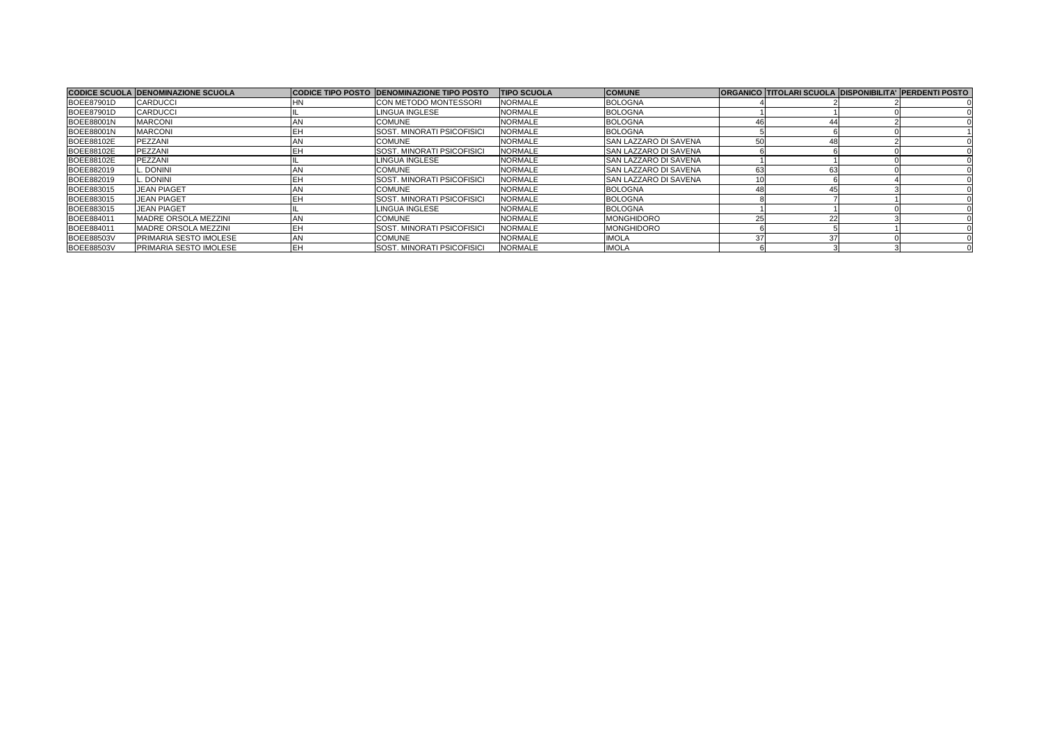| CODICE SCUOLA | DENOMINAZIONE SCUOLA | CODICE TIPO POSTO | DENOMINAZIONE TIPO POSTO | TIPO SCUOLA | COMUNE | ORGANICO | TITOLARI SCUOLA | DISPONIBILITA' | PERDENTI POSTO |
|---|---|---|---|---|---|---|---|---|---|
| BOEE87901D | CARDUCCI | HN | CON METODO MONTESSORI | NORMALE | BOLOGNA | 4 | 2 | 2 | 0 |
| BOEE87901D | CARDUCCI | IL | LINGUA INGLESE | NORMALE | BOLOGNA | 1 | 1 | 0 | 0 |
| BOEE88001N | MARCONI | AN | COMUNE | NORMALE | BOLOGNA | 46 | 44 | 2 | 0 |
| BOEE88001N | MARCONI | EH | SOST. MINORATI PSICOFISICI | NORMALE | BOLOGNA | 5 | 6 | 0 | 1 |
| BOEE88102E | PEZZANI | AN | COMUNE | NORMALE | SAN LAZZARO DI SAVENA | 50 | 48 | 2 | 0 |
| BOEE88102E | PEZZANI | EH | SOST. MINORATI PSICOFISICI | NORMALE | SAN LAZZARO DI SAVENA | 6 | 6 | 0 | 0 |
| BOEE88102E | PEZZANI | IL | LINGUA INGLESE | NORMALE | SAN LAZZARO DI SAVENA | 1 | 1 | 0 | 0 |
| BOEE882019 | L. DONINI | AN | COMUNE | NORMALE | SAN LAZZARO DI SAVENA | 63 | 63 | 0 | 0 |
| BOEE882019 | L. DONINI | EH | SOST. MINORATI PSICOFISICI | NORMALE | SAN LAZZARO DI SAVENA | 10 | 6 | 4 | 0 |
| BOEE883015 | JEAN PIAGET | AN | COMUNE | NORMALE | BOLOGNA | 48 | 45 | 3 | 0 |
| BOEE883015 | JEAN PIAGET | EH | SOST. MINORATI PSICOFISICI | NORMALE | BOLOGNA | 8 | 7 | 1 | 0 |
| BOEE883015 | JEAN PIAGET | IL | LINGUA INGLESE | NORMALE | BOLOGNA | 1 | 1 | 0 | 0 |
| BOEE884011 | MADRE ORSOLA MEZZINI | AN | COMUNE | NORMALE | MONGHIDORO | 25 | 22 | 3 | 0 |
| BOEE884011 | MADRE ORSOLA MEZZINI | EH | SOST. MINORATI PSICOFISICI | NORMALE | MONGHIDORO | 6 | 5 | 1 | 0 |
| BOEE88503V | PRIMARIA SESTO IMOLESE | AN | COMUNE | NORMALE | IMOLA | 37 | 37 | 0 | 0 |
| BOEE88503V | PRIMARIA SESTO IMOLESE | EH | SOST. MINORATI PSICOFISICI | NORMALE | IMOLA | 6 | 3 | 3 | 0 |